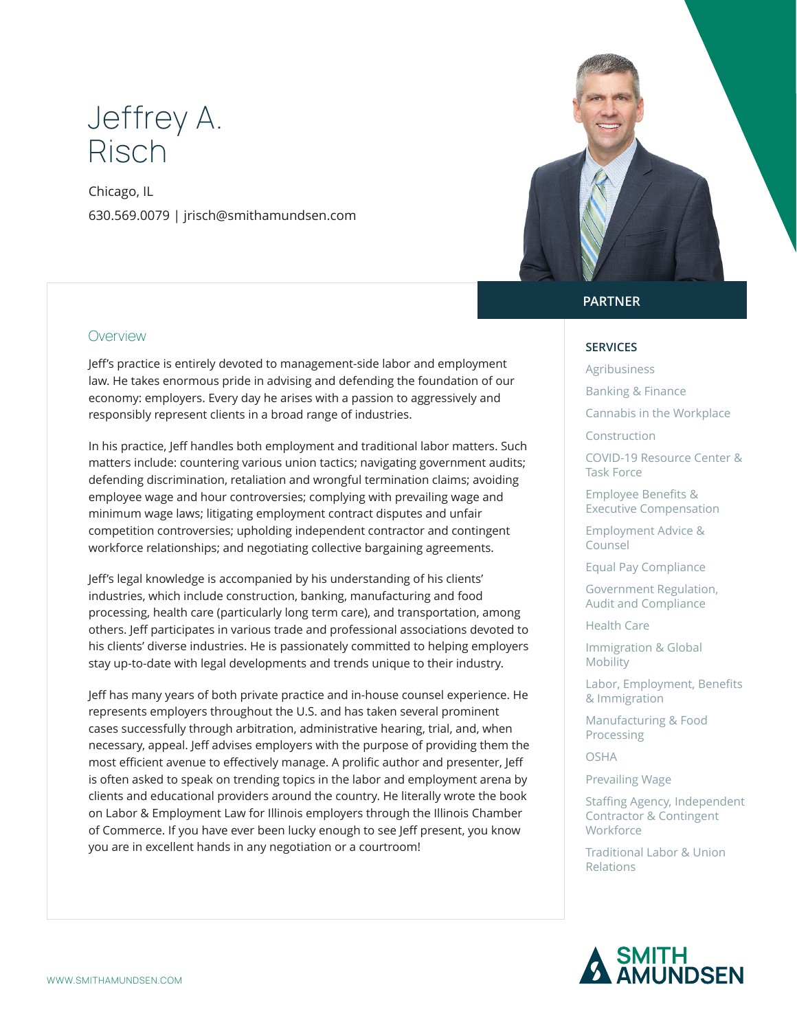# Jeffrey A. Risch

Chicago, IL

630.569.0079 | jrisch@smithamundsen.com

**PARTNER**

## Overview

Jeff's practice is entirely devoted to management-side labor and employment law. He takes enormous pride in advising and defending the foundation of our economy: employers. Every day he arises with a passion to aggressively and responsibly represent clients in a broad range of industries.

In his practice, Jeff handles both employment and traditional labor matters. Such matters include: countering various union tactics; navigating government audits; defending discrimination, retaliation and wrongful termination claims; avoiding employee wage and hour controversies; complying with prevailing wage and minimum wage laws; litigating employment contract disputes and unfair competition controversies; upholding independent contractor and contingent workforce relationships; and negotiating collective bargaining agreements.

Jeff's legal knowledge is accompanied by his understanding of his clients' industries, which include construction, banking, manufacturing and food processing, health care (particularly long term care), and transportation, among others. Jeff participates in various trade and professional associations devoted to his clients' diverse industries. He is passionately committed to helping employers stay up-to-date with legal developments and trends unique to their industry.

Jeff has many years of both private practice and in-house counsel experience. He represents employers throughout the U.S. and has taken several prominent cases successfully through arbitration, administrative hearing, trial, and, when necessary, appeal. Jeff advises employers with the purpose of providing them the most efficient avenue to effectively manage. A prolific author and presenter, Jeff is often asked to speak on trending topics in the labor and employment arena by clients and educational providers around the country. He literally wrote the book on Labor & Employment Law for Illinois employers through the Illinois Chamber of Commerce. If you have ever been lucky enough to see Jeff present, you know you are in excellent hands in any negotiation or a courtroom!

## SERVICES

- Agribusiness
- Banking & Finance
- Cannabis in the Workplace
- Construction
- COVID-19 Resource Center & Task Force
- Employee Benefits & Executive Compensation
- Employment Advice & Counsel
- Equal Pay Compliance
- Government Regulation, Audit and Compliance
- Health Care
- Immigration & Global Mobility
- Labor, Employment, Benefits & Immigration
- Manufacturing & Food Processing
- OSHA
- Prevailing Wage
- Staffing Agency, Independent Contractor & Contingent Workforce
- Traditional Labor & Union Relations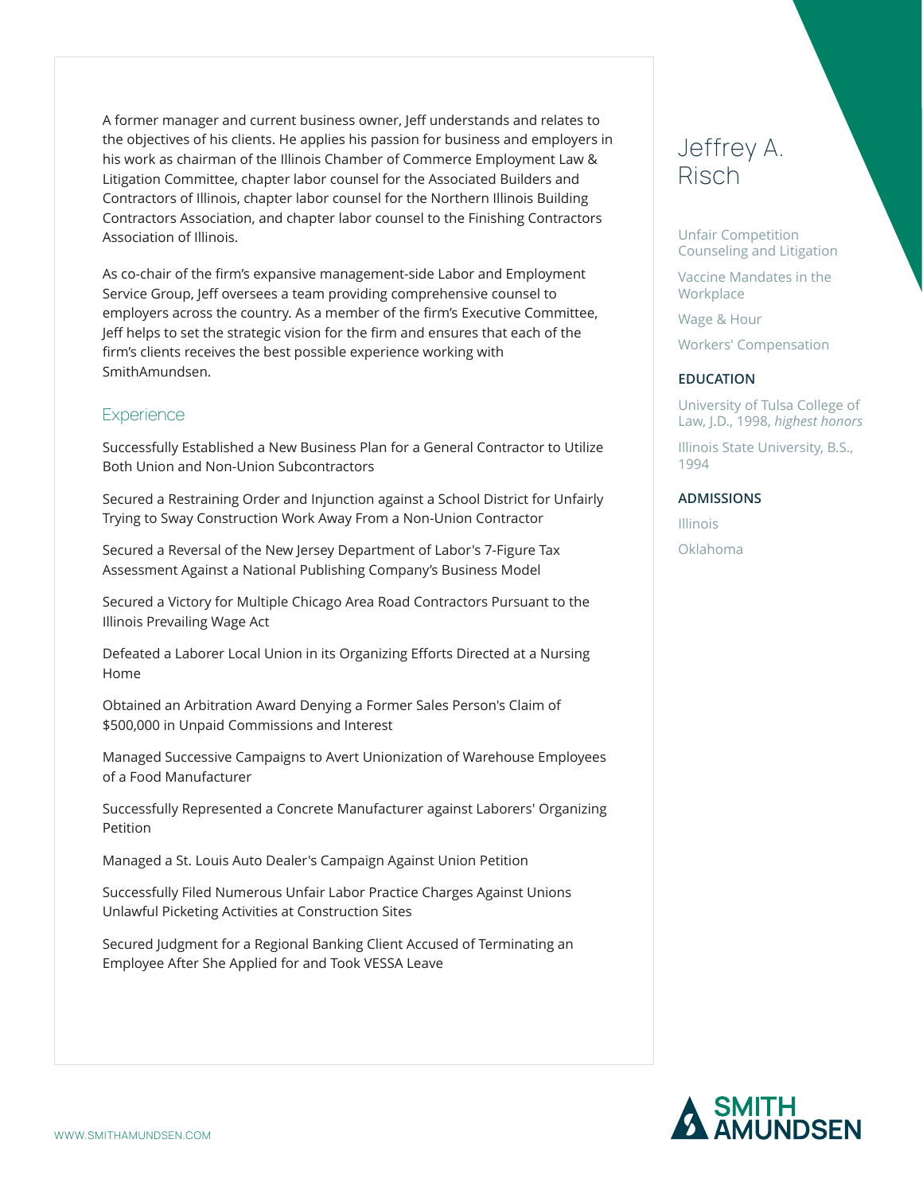A former manager and current business owner, Jeff understands and relates to the objectives of his clients. He applies his passion for business and employers in his work as chairman of the Illinois Chamber of Commerce Employment Law & Litigation Committee, chapter labor counsel for the Associated Builders and Contractors of Illinois, chapter labor counsel for the Northern Illinois Building Contractors Association, and chapter labor counsel to the Finishing Contractors Association of Illinois.

As co-chair of the firm's expansive management-side Labor and Employment Service Group, Jeff oversees a team providing comprehensive counsel to employers across the country. As a member of the firm's Executive Committee, Jeff helps to set the strategic vision for the firm and ensures that each of the firm's clients receives the best possible experience working with SmithAmundsen.

## Experience

Successfully Established a New Business Plan for a General Contractor to Utilize Both Union and Non-Union Subcontractors

Secured a Restraining Order and Injunction against a School District for Unfairly Trying to Sway Construction Work Away From a Non-Union Contractor

Secured a Reversal of the New Jersey Department of Labor's 7-Figure Tax Assessment Against a National Publishing Company's Business Model

Secured a Victory for Multiple Chicago Area Road Contractors Pursuant to the Illinois Prevailing Wage Act

Defeated a Laborer Local Union in its Organizing Efforts Directed at a Nursing Home

Obtained an Arbitration Award Denying a Former Sales Person's Claim of $500,000 in Unpaid Commissions and Interest

Managed Successive Campaigns to Avert Unionization of Warehouse Employees of a Food Manufacturer

Successfully Represented a Concrete Manufacturer against Laborers' Organizing Petition

Managed a St. Louis Auto Dealer's Campaign Against Union Petition

Successfully Filed Numerous Unfair Labor Practice Charges Against Unions Unlawful Picketing Activities at Construction Sites

Secured Judgment for a Regional Banking Client Accused of Terminating an Employee After She Applied for and Took VESSA Leave

# Jeffrey A. Risch

Unfair Competition Counseling and Litigation

Vaccine Mandates in the Workplace

Wage & Hour

Workers' Compensation

### EDUCATION

University of Tulsa College of Law, J.D., 1998, *highest honors*

Illinois State University, B.S., 1994

### ADMISSIONS

Illinois

Oklahoma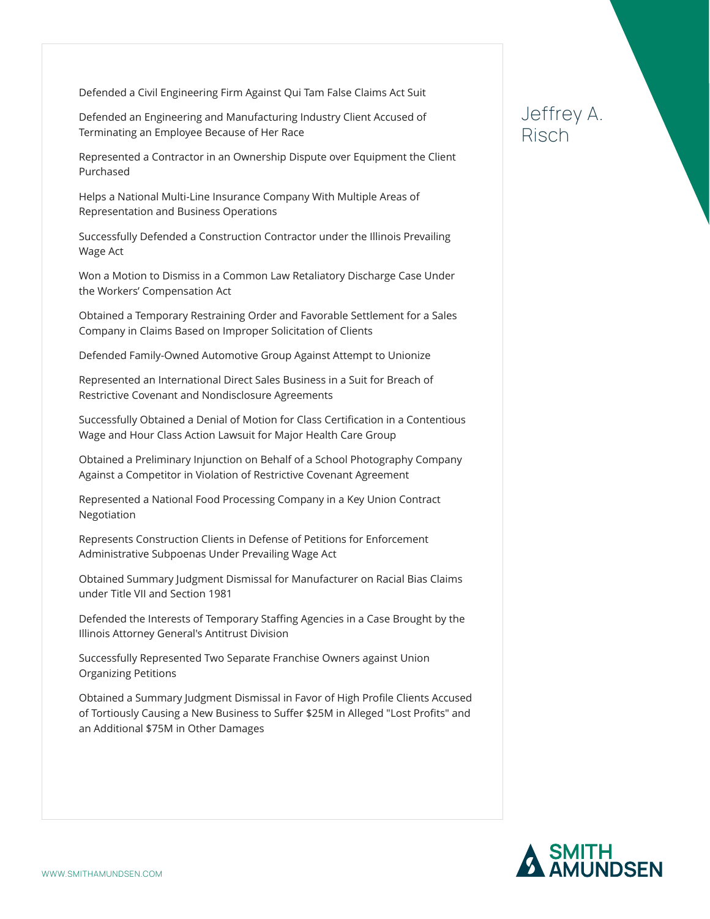Defended a Civil Engineering Firm Against Qui Tam False Claims Act Suit

Defended an Engineering and Manufacturing Industry Client Accused of Terminating an Employee Because of Her Race

Represented a Contractor in an Ownership Dispute over Equipment the Client Purchased

Helps a National Multi-Line Insurance Company With Multiple Areas of Representation and Business Operations

Successfully Defended a Construction Contractor under the Illinois Prevailing Wage Act

Won a Motion to Dismiss in a Common Law Retaliatory Discharge Case Under the Workers' Compensation Act

Obtained a Temporary Restraining Order and Favorable Settlement for a Sales Company in Claims Based on Improper Solicitation of Clients

Defended Family-Owned Automotive Group Against Attempt to Unionize

Represented an International Direct Sales Business in a Suit for Breach of Restrictive Covenant and Nondisclosure Agreements

Successfully Obtained a Denial of Motion for Class Certification in a Contentious Wage and Hour Class Action Lawsuit for Major Health Care Group

Obtained a Preliminary Injunction on Behalf of a School Photography Company Against a Competitor in Violation of Restrictive Covenant Agreement

Represented a National Food Processing Company in a Key Union Contract Negotiation

Represents Construction Clients in Defense of Petitions for Enforcement Administrative Subpoenas Under Prevailing Wage Act

Obtained Summary Judgment Dismissal for Manufacturer on Racial Bias Claims under Title VII and Section 1981

Defended the Interests of Temporary Staffing Agencies in a Case Brought by the Illinois Attorney General's Antitrust Division

Successfully Represented Two Separate Franchise Owners against Union Organizing Petitions

Obtained a Summary Judgment Dismissal in Favor of High Profile Clients Accused of Tortiously Causing a New Business to Suffer $25M in Alleged "Lost Profits" and an Additional $75M in Other Damages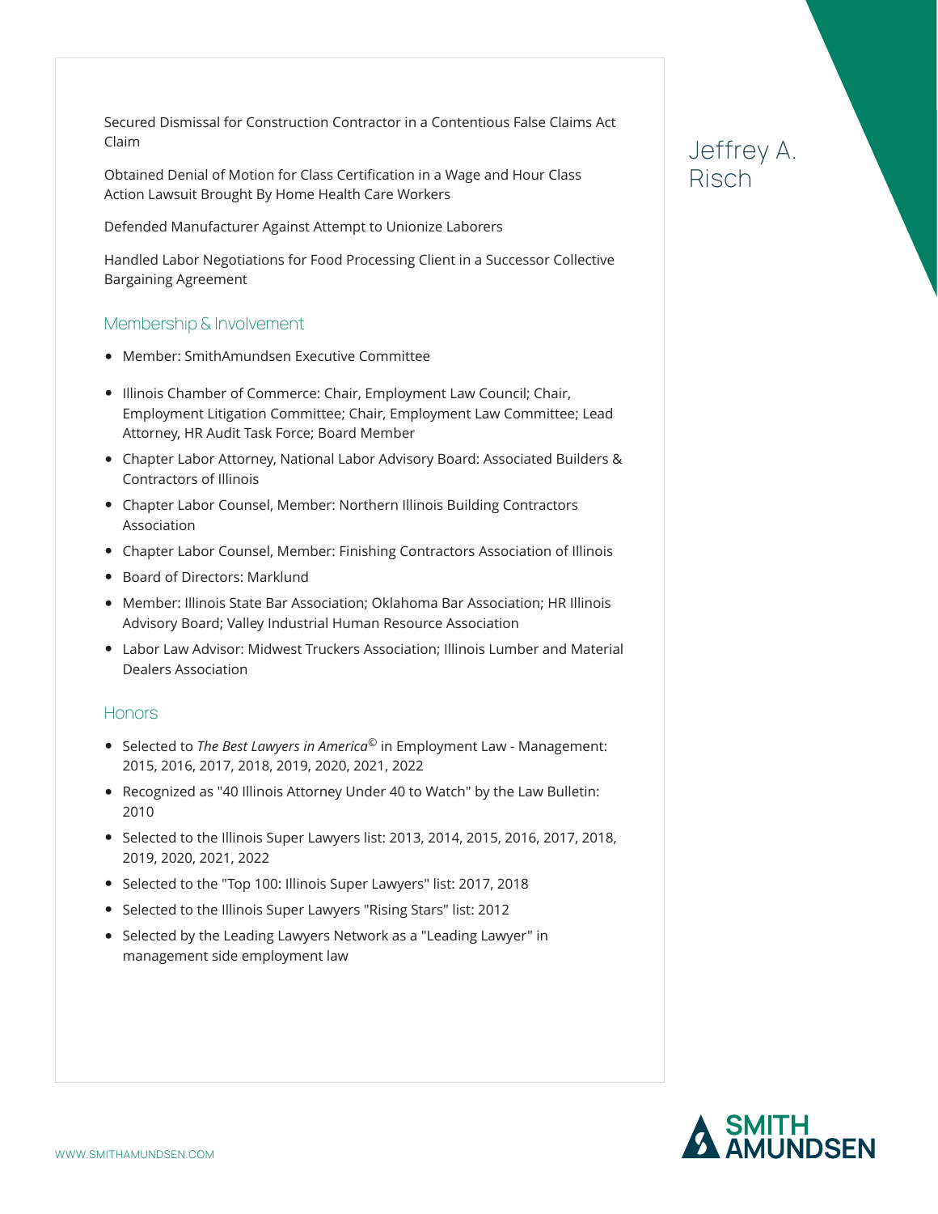Secured Dismissal for Construction Contractor in a Contentious False Claims Act Claim

Obtained Denial of Motion for Class Certification in a Wage and Hour Class Action Lawsuit Brought By Home Health Care Workers

Defended Manufacturer Against Attempt to Unionize Laborers

Handled Labor Negotiations for Food Processing Client in a Successor Collective Bargaining Agreement

## Membership & Involvement

- Member: SmithAmundsen Executive Committee
- Illinois Chamber of Commerce: Chair, Employment Law Council; Chair, Employment Litigation Committee; Chair, Employment Law Committee; Lead Attorney, HR Audit Task Force; Board Member
- Chapter Labor Attorney, National Labor Advisory Board: Associated Builders & Contractors of Illinois
- Chapter Labor Counsel, Member: Northern Illinois Building Contractors Association
- Chapter Labor Counsel, Member: Finishing Contractors Association of Illinois
- Board of Directors: Marklund
- Member: Illinois State Bar Association; Oklahoma Bar Association; HR Illinois Advisory Board; Valley Industrial Human Resource Association
- Labor Law Advisor: Midwest Truckers Association; Illinois Lumber and Material Dealers Association

## Honors

- Selected to *The Best Lawyers in America*© in Employment Law - Management: 2015, 2016, 2017, 2018, 2019, 2020, 2021, 2022
- Recognized as "40 Illinois Attorney Under 40 to Watch" by the Law Bulletin: 2010
- Selected to the Illinois Super Lawyers list: 2013, 2014, 2015, 2016, 2017, 2018, 2019, 2020, 2021, 2022
- Selected to the "Top 100: Illinois Super Lawyers" list: 2017, 2018
- Selected to the Illinois Super Lawyers "Rising Stars" list: 2012
- Selected by the Leading Lawyers Network as a "Leading Lawyer" in management side employment law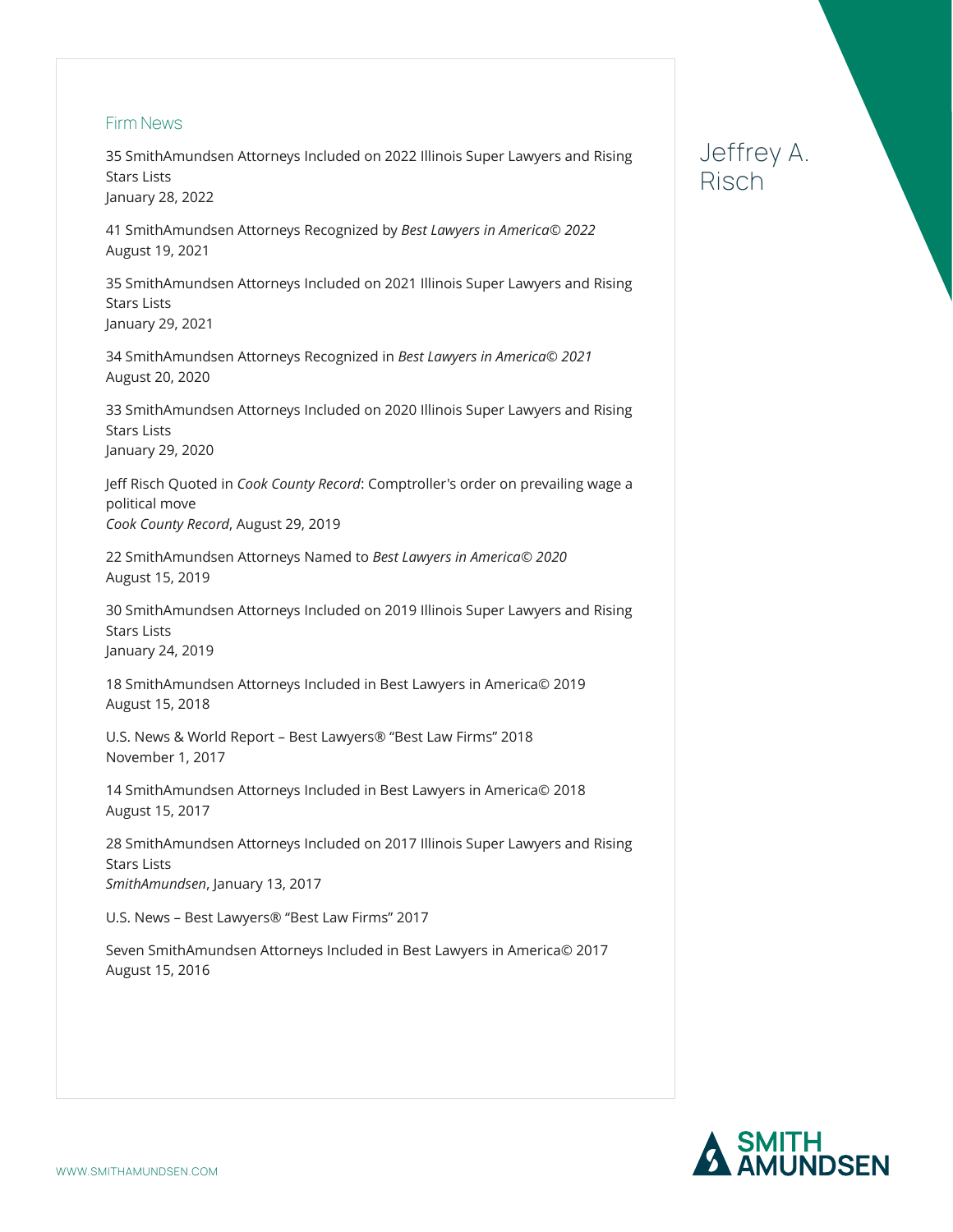## Firm News

35 SmithAmundsen Attorneys Included on 2022 Illinois Super Lawyers and Rising Stars Lists
January 28, 2022

41 SmithAmundsen Attorneys Recognized by *Best Lawyers in America© 2022*
August 19, 2021

35 SmithAmundsen Attorneys Included on 2021 Illinois Super Lawyers and Rising Stars Lists
January 29, 2021

34 SmithAmundsen Attorneys Recognized in *Best Lawyers in America© 2021*
August 20, 2020

33 SmithAmundsen Attorneys Included on 2020 Illinois Super Lawyers and Rising Stars Lists
January 29, 2020

Jeff Risch Quoted in *Cook County Record*: Comptroller's order on prevailing wage a political move
*Cook County Record*, August 29, 2019

22 SmithAmundsen Attorneys Named to *Best Lawyers in America© 2020*
August 15, 2019

30 SmithAmundsen Attorneys Included on 2019 Illinois Super Lawyers and Rising Stars Lists
January 24, 2019

18 SmithAmundsen Attorneys Included in Best Lawyers in America© 2019
August 15, 2018

U.S. News & World Report – Best Lawyers® "Best Law Firms" 2018
November 1, 2017

14 SmithAmundsen Attorneys Included in Best Lawyers in America© 2018
August 15, 2017

28 SmithAmundsen Attorneys Included on 2017 Illinois Super Lawyers and Rising Stars Lists
*SmithAmundsen*, January 13, 2017

U.S. News – Best Lawyers® "Best Law Firms" 2017

Seven SmithAmundsen Attorneys Included in Best Lawyers in America© 2017
August 15, 2016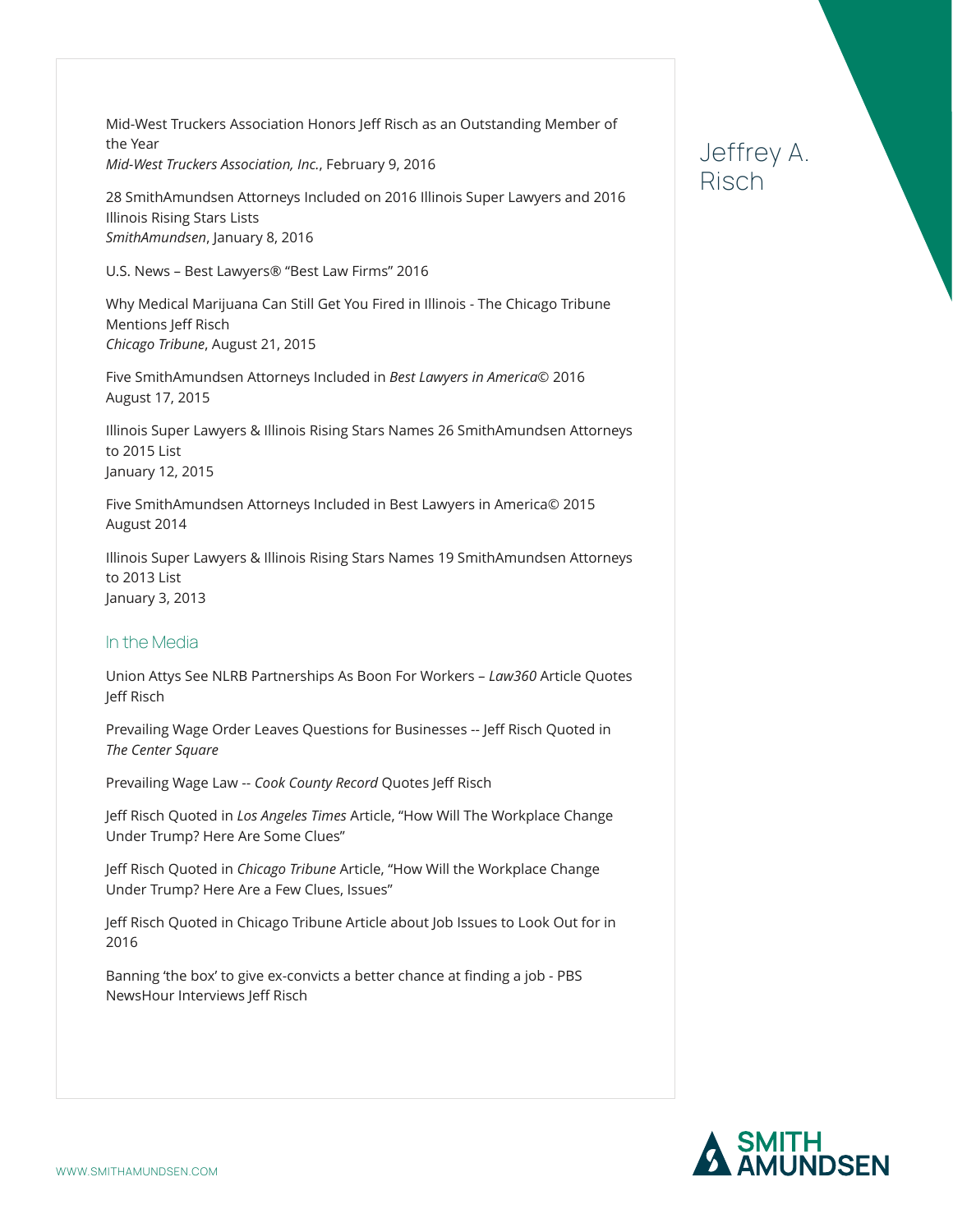Mid-West Truckers Association Honors Jeff Risch as an Outstanding Member of the Year
*Mid-West Truckers Association, Inc.*, February 9, 2016

28 SmithAmundsen Attorneys Included on 2016 Illinois Super Lawyers and 2016 Illinois Rising Stars Lists
*SmithAmundsen*, January 8, 2016

U.S. News – Best Lawyers® "Best Law Firms" 2016

Why Medical Marijuana Can Still Get You Fired in Illinois - The Chicago Tribune Mentions Jeff Risch
*Chicago Tribune*, August 21, 2015

Five SmithAmundsen Attorneys Included in *Best Lawyers in America*© 2016
August 17, 2015

Illinois Super Lawyers & Illinois Rising Stars Names 26 SmithAmundsen Attorneys to 2015 List
January 12, 2015

Five SmithAmundsen Attorneys Included in Best Lawyers in America© 2015
August 2014

Illinois Super Lawyers & Illinois Rising Stars Names 19 SmithAmundsen Attorneys to 2013 List
January 3, 2013

## In the Media

Union Attys See NLRB Partnerships As Boon For Workers – *Law360* Article Quotes Jeff Risch

Prevailing Wage Order Leaves Questions for Businesses -- Jeff Risch Quoted in *The Center Square*

Prevailing Wage Law -- *Cook County Record* Quotes Jeff Risch

Jeff Risch Quoted in *Los Angeles Times* Article, "How Will The Workplace Change Under Trump? Here Are Some Clues"

Jeff Risch Quoted in *Chicago Tribune* Article, "How Will the Workplace Change Under Trump? Here Are a Few Clues, Issues"

Jeff Risch Quoted in Chicago Tribune Article about Job Issues to Look Out for in 2016

Banning 'the box' to give ex-convicts a better chance at finding a job - PBS NewsHour Interviews Jeff Risch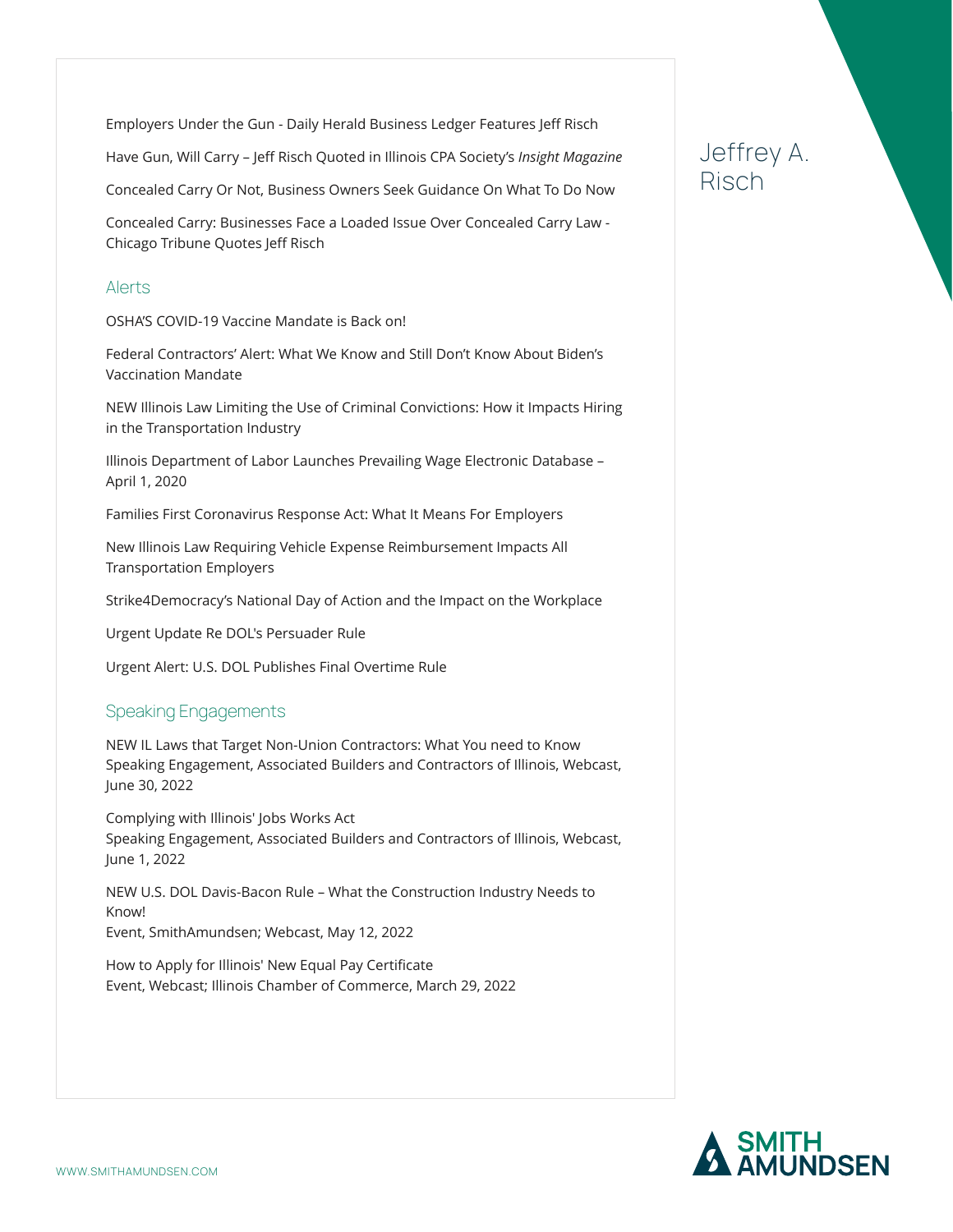Employers Under the Gun - Daily Herald Business Ledger Features Jeff Risch

Have Gun, Will Carry – Jeff Risch Quoted in Illinois CPA Society's *Insight Magazine*

Concealed Carry Or Not, Business Owners Seek Guidance On What To Do Now

Concealed Carry: Businesses Face a Loaded Issue Over Concealed Carry Law - Chicago Tribune Quotes Jeff Risch

## Alerts

OSHA'S COVID-19 Vaccine Mandate is Back on!

Federal Contractors' Alert: What We Know and Still Don't Know About Biden's Vaccination Mandate

NEW Illinois Law Limiting the Use of Criminal Convictions: How it Impacts Hiring in the Transportation Industry

Illinois Department of Labor Launches Prevailing Wage Electronic Database – April 1, 2020

Families First Coronavirus Response Act: What It Means For Employers

New Illinois Law Requiring Vehicle Expense Reimbursement Impacts All Transportation Employers

Strike4Democracy's National Day of Action and the Impact on the Workplace

Urgent Update Re DOL's Persuader Rule

Urgent Alert: U.S. DOL Publishes Final Overtime Rule

## Speaking Engagements

NEW IL Laws that Target Non-Union Contractors: What You need to Know
Speaking Engagement, Associated Builders and Contractors of Illinois, Webcast, June 30, 2022

Complying with Illinois' Jobs Works Act
Speaking Engagement, Associated Builders and Contractors of Illinois, Webcast, June 1, 2022

NEW U.S. DOL Davis-Bacon Rule – What the Construction Industry Needs to Know!
Event, SmithAmundsen; Webcast, May 12, 2022

How to Apply for Illinois' New Equal Pay Certificate
Event, Webcast; Illinois Chamber of Commerce, March 29, 2022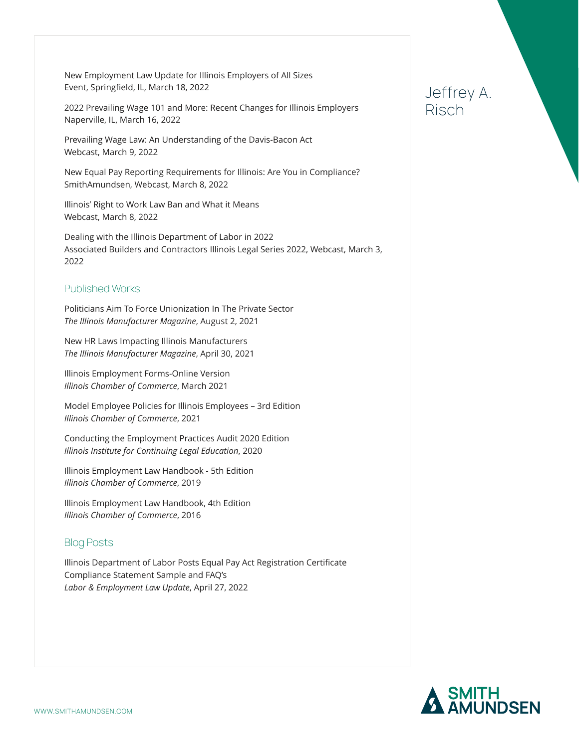New Employment Law Update for Illinois Employers of All Sizes
Event, Springfield, IL, March 18, 2022

2022 Prevailing Wage 101 and More: Recent Changes for Illinois Employers
Naperville, IL, March 16, 2022

Prevailing Wage Law: An Understanding of the Davis-Bacon Act
Webcast, March 9, 2022

New Equal Pay Reporting Requirements for Illinois: Are You in Compliance?
SmithAmundsen, Webcast, March 8, 2022

Illinois' Right to Work Law Ban and What it Means
Webcast, March 8, 2022

Dealing with the Illinois Department of Labor in 2022
Associated Builders and Contractors Illinois Legal Series 2022, Webcast, March 3, 2022

## Published Works

Politicians Aim To Force Unionization In The Private Sector
*The Illinois Manufacturer Magazine*, August 2, 2021

New HR Laws Impacting Illinois Manufacturers
*The Illinois Manufacturer Magazine*, April 30, 2021

Illinois Employment Forms-Online Version
*Illinois Chamber of Commerce*, March 2021

Model Employee Policies for Illinois Employees – 3rd Edition
*Illinois Chamber of Commerce*, 2021

Conducting the Employment Practices Audit 2020 Edition
*Illinois Institute for Continuing Legal Education*, 2020

Illinois Employment Law Handbook - 5th Edition
*Illinois Chamber of Commerce*, 2019

Illinois Employment Law Handbook, 4th Edition
*Illinois Chamber of Commerce*, 2016

## Blog Posts

Illinois Department of Labor Posts Equal Pay Act Registration Certificate Compliance Statement Sample and FAQ's
*Labor & Employment Law Update*, April 27, 2022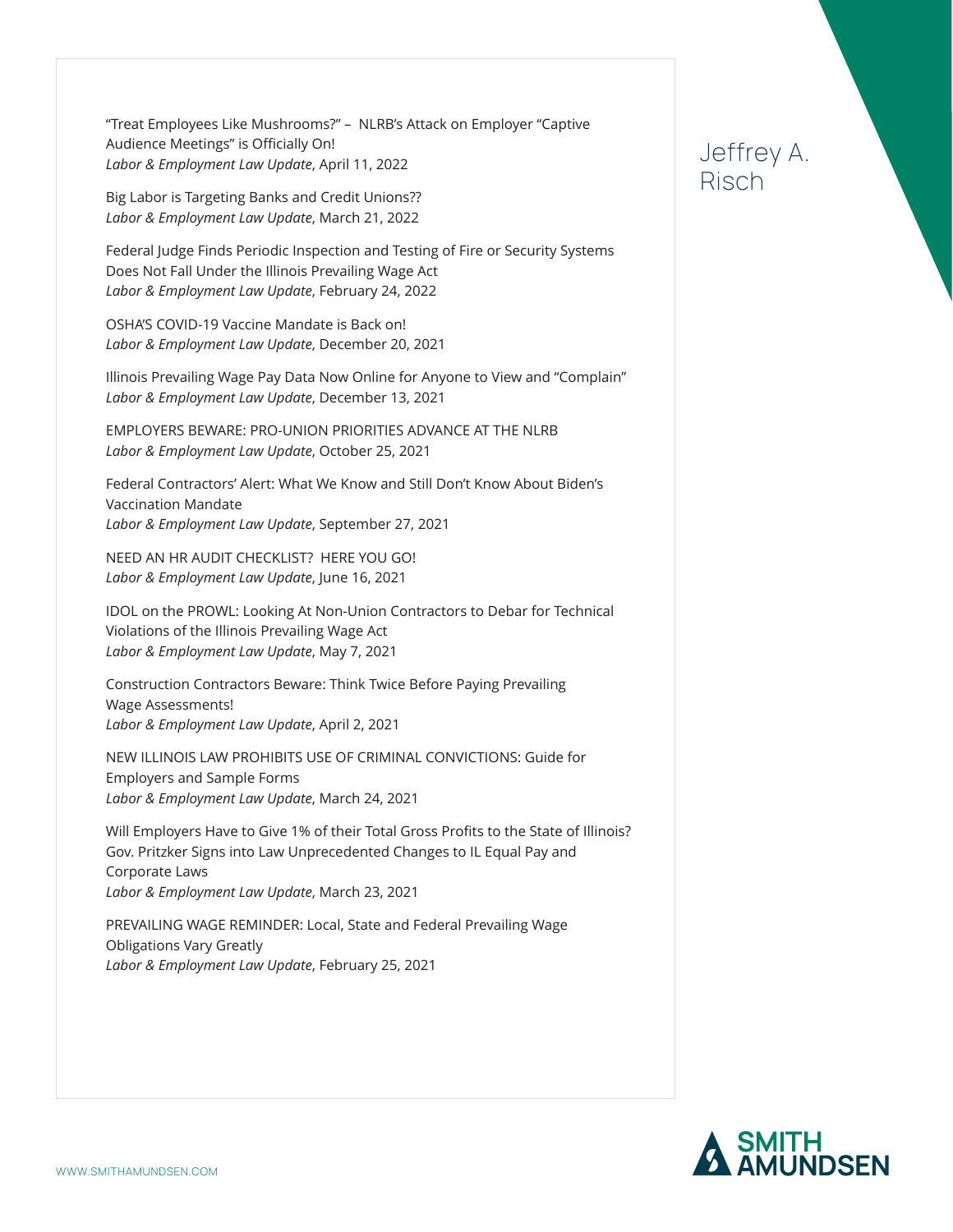"Treat Employees Like Mushrooms?" – NLRB's Attack on Employer "Captive Audience Meetings" is Officially On!
*Labor & Employment Law Update*, April 11, 2022

Big Labor is Targeting Banks and Credit Unions??
*Labor & Employment Law Update*, March 21, 2022

Federal Judge Finds Periodic Inspection and Testing of Fire or Security Systems Does Not Fall Under the Illinois Prevailing Wage Act
*Labor & Employment Law Update*, February 24, 2022

OSHA'S COVID-19 Vaccine Mandate is Back on!
*Labor & Employment Law Update*, December 20, 2021

Illinois Prevailing Wage Pay Data Now Online for Anyone to View and "Complain"
*Labor & Employment Law Update*, December 13, 2021

EMPLOYERS BEWARE: PRO-UNION PRIORITIES ADVANCE AT THE NLRB
*Labor & Employment Law Update*, October 25, 2021

Federal Contractors' Alert: What We Know and Still Don't Know About Biden's Vaccination Mandate
*Labor & Employment Law Update*, September 27, 2021

NEED AN HR AUDIT CHECKLIST? HERE YOU GO!
*Labor & Employment Law Update*, June 16, 2021

IDOL on the PROWL: Looking At Non-Union Contractors to Debar for Technical Violations of the Illinois Prevailing Wage Act
*Labor & Employment Law Update*, May 7, 2021

Construction Contractors Beware: Think Twice Before Paying Prevailing Wage Assessments!
*Labor & Employment Law Update*, April 2, 2021

NEW ILLINOIS LAW PROHIBITS USE OF CRIMINAL CONVICTIONS: Guide for Employers and Sample Forms
*Labor & Employment Law Update*, March 24, 2021

Will Employers Have to Give 1% of their Total Gross Profits to the State of Illinois? Gov. Pritzker Signs into Law Unprecedented Changes to IL Equal Pay and Corporate Laws
*Labor & Employment Law Update*, March 23, 2021

PREVAILING WAGE REMINDER: Local, State and Federal Prevailing Wage Obligations Vary Greatly
*Labor & Employment Law Update*, February 25, 2021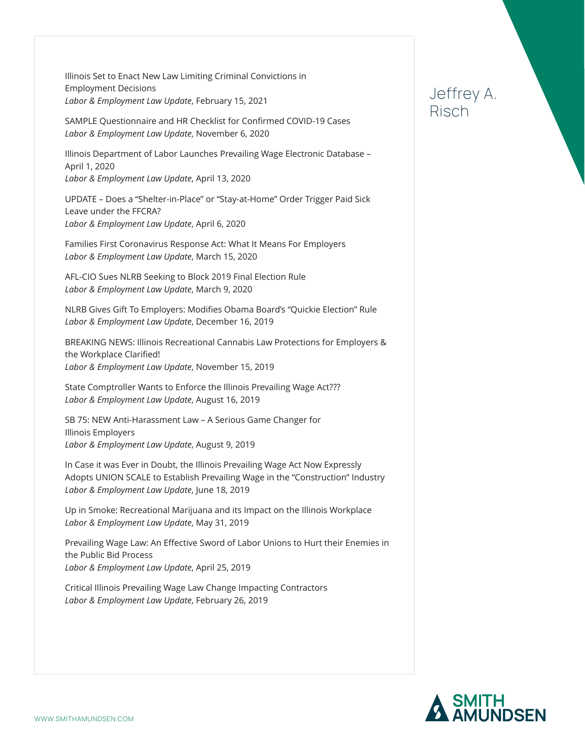Illinois Set to Enact New Law Limiting Criminal Convictions in Employment Decisions
*Labor & Employment Law Update*, February 15, 2021

SAMPLE Questionnaire and HR Checklist for Confirmed COVID-19 Cases
*Labor & Employment Law Update*, November 6, 2020

Illinois Department of Labor Launches Prevailing Wage Electronic Database – April 1, 2020
*Labor & Employment Law Update*, April 13, 2020

UPDATE – Does a "Shelter-in-Place" or "Stay-at-Home" Order Trigger Paid Sick Leave under the FFCRA?
*Labor & Employment Law Update*, April 6, 2020

Families First Coronavirus Response Act: What It Means For Employers
*Labor & Employment Law Update*, March 15, 2020

AFL-CIO Sues NLRB Seeking to Block 2019 Final Election Rule
*Labor & Employment Law Update*, March 9, 2020

NLRB Gives Gift To Employers: Modifies Obama Board's "Quickie Election" Rule
*Labor & Employment Law Update*, December 16, 2019

BREAKING NEWS: Illinois Recreational Cannabis Law Protections for Employers & the Workplace Clarified!
*Labor & Employment Law Update*, November 15, 2019

State Comptroller Wants to Enforce the Illinois Prevailing Wage Act???
*Labor & Employment Law Update*, August 16, 2019

SB 75: NEW Anti-Harassment Law – A Serious Game Changer for Illinois Employers
*Labor & Employment Law Update*, August 9, 2019

In Case it was Ever in Doubt, the Illinois Prevailing Wage Act Now Expressly Adopts UNION SCALE to Establish Prevailing Wage in the "Construction" Industry
*Labor & Employment Law Update*, June 18, 2019

Up in Smoke: Recreational Marijuana and its Impact on the Illinois Workplace
*Labor & Employment Law Update*, May 31, 2019

Prevailing Wage Law: An Effective Sword of Labor Unions to Hurt their Enemies in the Public Bid Process
*Labor & Employment Law Update*, April 25, 2019

Critical Illinois Prevailing Wage Law Change Impacting Contractors
*Labor & Employment Law Update*, February 26, 2019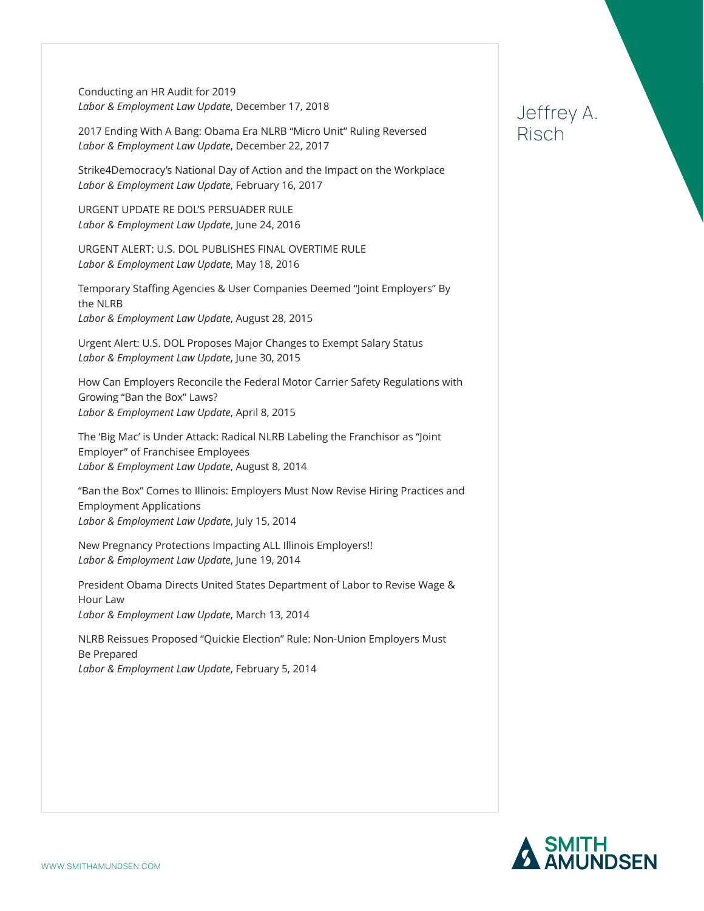Conducting an HR Audit for 2019
*Labor & Employment Law Update*, December 17, 2018

2017 Ending With A Bang: Obama Era NLRB "Micro Unit" Ruling Reversed
*Labor & Employment Law Update*, December 22, 2017

Strike4Democracy's National Day of Action and the Impact on the Workplace
*Labor & Employment Law Update*, February 16, 2017

URGENT UPDATE RE DOL'S PERSUADER RULE
*Labor & Employment Law Update*, June 24, 2016

URGENT ALERT: U.S. DOL PUBLISHES FINAL OVERTIME RULE
*Labor & Employment Law Update*, May 18, 2016

Temporary Staffing Agencies & User Companies Deemed "Joint Employers" By the NLRB
*Labor & Employment Law Update*, August 28, 2015

Urgent Alert: U.S. DOL Proposes Major Changes to Exempt Salary Status
*Labor & Employment Law Update*, June 30, 2015

How Can Employers Reconcile the Federal Motor Carrier Safety Regulations with Growing "Ban the Box" Laws?
*Labor & Employment Law Update*, April 8, 2015

The 'Big Mac' is Under Attack: Radical NLRB Labeling the Franchisor as "Joint Employer" of Franchisee Employees
*Labor & Employment Law Update*, August 8, 2014

"Ban the Box" Comes to Illinois: Employers Must Now Revise Hiring Practices and Employment Applications
*Labor & Employment Law Update*, July 15, 2014

New Pregnancy Protections Impacting ALL Illinois Employers!!
*Labor & Employment Law Update*, June 19, 2014

President Obama Directs United States Department of Labor to Revise Wage & Hour Law
*Labor & Employment Law Update*, March 13, 2014

NLRB Reissues Proposed "Quickie Election" Rule: Non-Union Employers Must Be Prepared
*Labor & Employment Law Update*, February 5, 2014